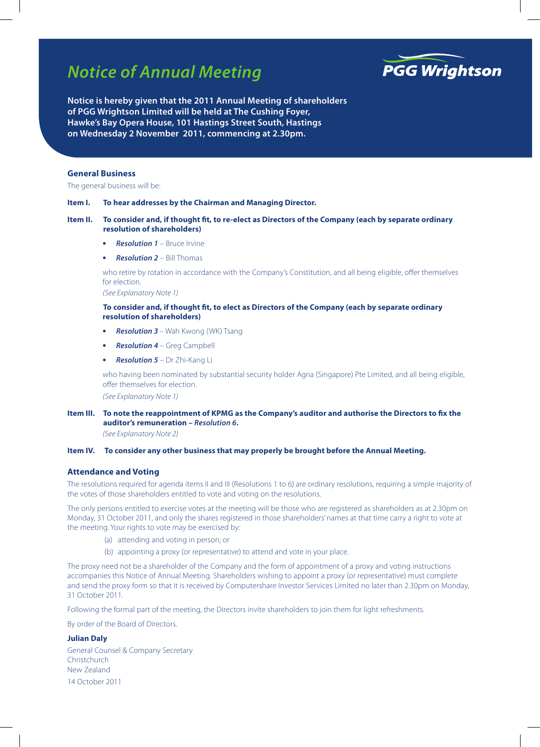# Notice of Annual Meeting

PGG Wrightson

**Notice is hereby given that the 2011 Annual Meeting of shareholders of PGG Wrightson Limited will be held at The Cushing Foyer, Hawke's Bay Opera House, 101 Hastings Street South, Hastings on Wednesday 2 November 2011, commencing at 2.30pm.**

## General Business

The general business will be:

**Item I. To hear addresses by the Chairman and Managing Director.**

**Item II. To consider and, if thought fit, to re-elect as Directors of the Company (each by separate ordinary resolution of shareholders)**

- ***Resolution 1*** – Bruce Irvine
- ***Resolution 2*** – Bill Thomas

who retire by rotation in accordance with the Company's Constitution, and all being eligible, offer themselves for election.

*(See Explanatory Note 1)*

**To consider and, if thought fit, to elect as Directors of the Company (each by separate ordinary resolution of shareholders)**

- ***Resolution 3*** – Wah Kwong (WK) Tsang
- ***Resolution 4*** – Greg Campbell
- ***Resolution 5*** – Dr Zhi-Kang Li

who having been nominated by substantial security holder Agria (Singapore) Pte Limited, and all being eligible, offer themselves for election.

*(See Explanatory Note 1)*

**Item III. To note the reappointment of KPMG as the Company's auditor and authorise the Directors to fix the auditor's remuneration – *Resolution 6*.**

*(See Explanatory Note 2)*

**Item IV. To consider any other business that may properly be brought before the Annual Meeting.**

## Attendance and Voting

The resolutions required for agenda items II and III (Resolutions 1 to 6) are ordinary resolutions, requiring a simple majority of the votes of those shareholders entitled to vote and voting on the resolutions.

The only persons entitled to exercise votes at the meeting will be those who are registered as shareholders as at 2.30pm on Monday, 31 October 2011, and only the shares registered in those shareholders' names at that time carry a right to vote at the meeting. Your rights to vote may be exercised by:

(a) attending and voting in person; or

(b) appointing a proxy (or representative) to attend and vote in your place.

The proxy need not be a shareholder of the Company and the form of appointment of a proxy and voting instructions accompanies this Notice of Annual Meeting. Shareholders wishing to appoint a proxy (or representative) must complete and send the proxy form so that it is received by Computershare Investor Services Limited no later than 2.30pm on Monday, 31 October 2011.

Following the formal part of the meeting, the Directors invite shareholders to join them for light refreshments.

By order of the Board of Directors.

**Julian Daly**

General Counsel & Company Secretary
Christchurch
New Zealand

14 October 2011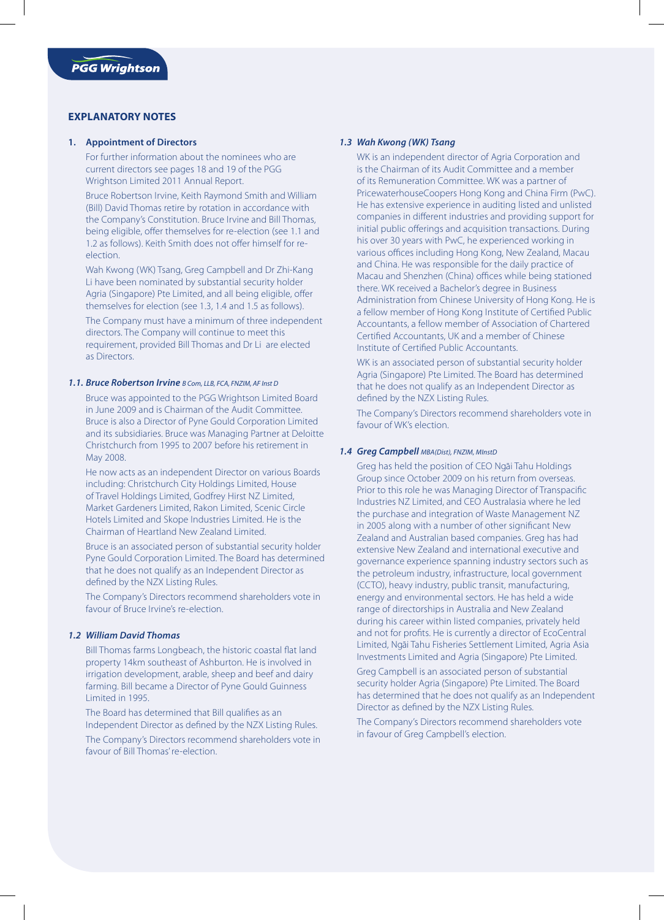## EXPLANATORY NOTES

### 1. Appointment of Directors

For further information about the nominees who are current directors see pages 18 and 19 of the PGG Wrightson Limited 2011 Annual Report.

Bruce Robertson Irvine, Keith Raymond Smith and William (Bill) David Thomas retire by rotation in accordance with the Company's Constitution. Bruce Irvine and Bill Thomas, being eligible, offer themselves for re-election (see 1.1 and 1.2 as follows). Keith Smith does not offer himself for re-election.

Wah Kwong (WK) Tsang, Greg Campbell and Dr Zhi-Kang Li have been nominated by substantial security holder Agria (Singapore) Pte Limited, and all being eligible, offer themselves for election (see 1.3, 1.4 and 1.5 as follows).

The Company must have a minimum of three independent directors. The Company will continue to meet this requirement, provided Bill Thomas and Dr Li are elected as Directors.

#### *1.1. Bruce Robertson Irvine* *B Com, LLB, FCA, FNZIM, AF Inst D*

Bruce was appointed to the PGG Wrightson Limited Board in June 2009 and is Chairman of the Audit Committee. Bruce is also a Director of Pyne Gould Corporation Limited and its subsidiaries. Bruce was Managing Partner at Deloitte Christchurch from 1995 to 2007 before his retirement in May 2008.

He now acts as an independent Director on various Boards including: Christchurch City Holdings Limited, House of Travel Holdings Limited, Godfrey Hirst NZ Limited, Market Gardeners Limited, Rakon Limited, Scenic Circle Hotels Limited and Skope Industries Limited. He is the Chairman of Heartland New Zealand Limited.

Bruce is an associated person of substantial security holder Pyne Gould Corporation Limited. The Board has determined that he does not qualify as an Independent Director as defined by the NZX Listing Rules.

The Company's Directors recommend shareholders vote in favour of Bruce Irvine's re-election.

#### *1.2 William David Thomas*

Bill Thomas farms Longbeach, the historic coastal flat land property 14km southeast of Ashburton. He is involved in irrigation development, arable, sheep and beef and dairy farming. Bill became a Director of Pyne Gould Guinness Limited in 1995.

The Board has determined that Bill qualifies as an Independent Director as defined by the NZX Listing Rules.

The Company's Directors recommend shareholders vote in favour of Bill Thomas' re-election.

#### *1.3 Wah Kwong (WK) Tsang*

WK is an independent director of Agria Corporation and is the Chairman of its Audit Committee and a member of its Remuneration Committee. WK was a partner of PricewaterhouseCoopers Hong Kong and China Firm (PwC). He has extensive experience in auditing listed and unlisted companies in different industries and providing support for initial public offerings and acquisition transactions. During his over 30 years with PwC, he experienced working in various offices including Hong Kong, New Zealand, Macau and China. He was responsible for the daily practice of Macau and Shenzhen (China) offices while being stationed there. WK received a Bachelor's degree in Business Administration from Chinese University of Hong Kong. He is a fellow member of Hong Kong Institute of Certified Public Accountants, a fellow member of Association of Chartered Certified Accountants, UK and a member of Chinese Institute of Certified Public Accountants.

WK is an associated person of substantial security holder Agria (Singapore) Pte Limited. The Board has determined that he does not qualify as an Independent Director as defined by the NZX Listing Rules.

The Company's Directors recommend shareholders vote in favour of WK's election.

#### *1.4 Greg Campbell* *MBA(Dist), FNZIM, MInstD*

Greg has held the position of CEO Ngāi Tahu Holdings Group since October 2009 on his return from overseas. Prior to this role he was Managing Director of Transpacific Industries NZ Limited, and CEO Australasia where he led the purchase and integration of Waste Management NZ in 2005 along with a number of other significant New Zealand and Australian based companies. Greg has had extensive New Zealand and international executive and governance experience spanning industry sectors such as the petroleum industry, infrastructure, local government (CCTO), heavy industry, public transit, manufacturing, energy and environmental sectors. He has held a wide range of directorships in Australia and New Zealand during his career within listed companies, privately held and not for profits. He is currently a director of EcoCentral Limited, Ngāi Tahu Fisheries Settlement Limited, Agria Asia Investments Limited and Agria (Singapore) Pte Limited.

Greg Campbell is an associated person of substantial security holder Agria (Singapore) Pte Limited. The Board has determined that he does not qualify as an Independent Director as defined by the NZX Listing Rules.

The Company's Directors recommend shareholders vote in favour of Greg Campbell's election.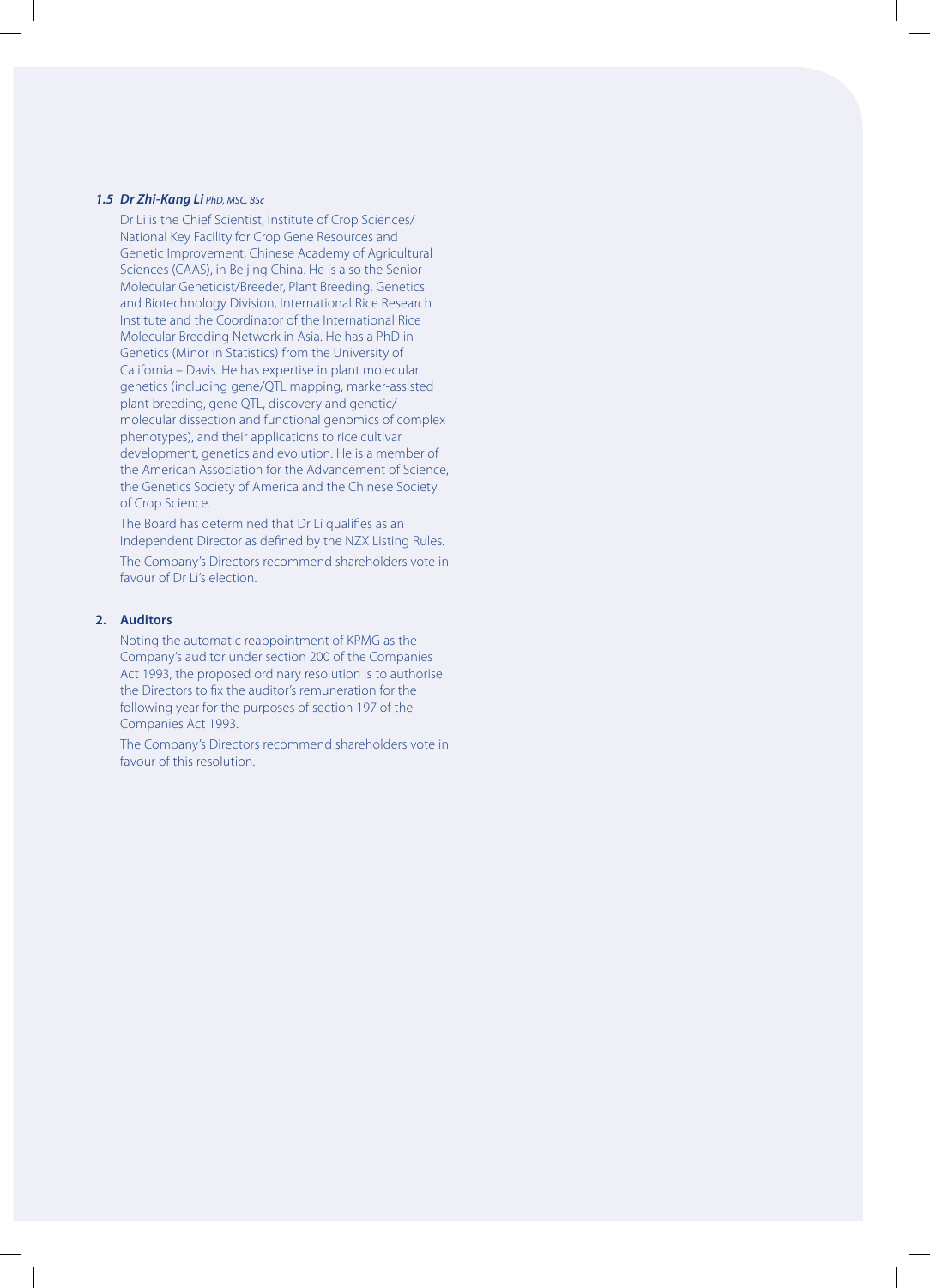### *1.5 Dr Zhi-Kang Li PhD, MSC, BSc*

Dr Li is the Chief Scientist, Institute of Crop Sciences/ National Key Facility for Crop Gene Resources and Genetic Improvement, Chinese Academy of Agricultural Sciences (CAAS), in Beijing China. He is also the Senior Molecular Geneticist/Breeder, Plant Breeding, Genetics and Biotechnology Division, International Rice Research Institute and the Coordinator of the International Rice Molecular Breeding Network in Asia. He has a PhD in Genetics (Minor in Statistics) from the University of California – Davis. He has expertise in plant molecular genetics (including gene/QTL mapping, marker-assisted plant breeding, gene QTL, discovery and genetic/ molecular dissection and functional genomics of complex phenotypes), and their applications to rice cultivar development, genetics and evolution. He is a member of the American Association for the Advancement of Science, the Genetics Society of America and the Chinese Society of Crop Science.

The Board has determined that Dr Li qualifies as an Independent Director as defined by the NZX Listing Rules.

The Company's Directors recommend shareholders vote in favour of Dr Li's election.

## 2. Auditors

Noting the automatic reappointment of KPMG as the Company's auditor under section 200 of the Companies Act 1993, the proposed ordinary resolution is to authorise the Directors to fix the auditor's remuneration for the following year for the purposes of section 197 of the Companies Act 1993.

The Company's Directors recommend shareholders vote in favour of this resolution.